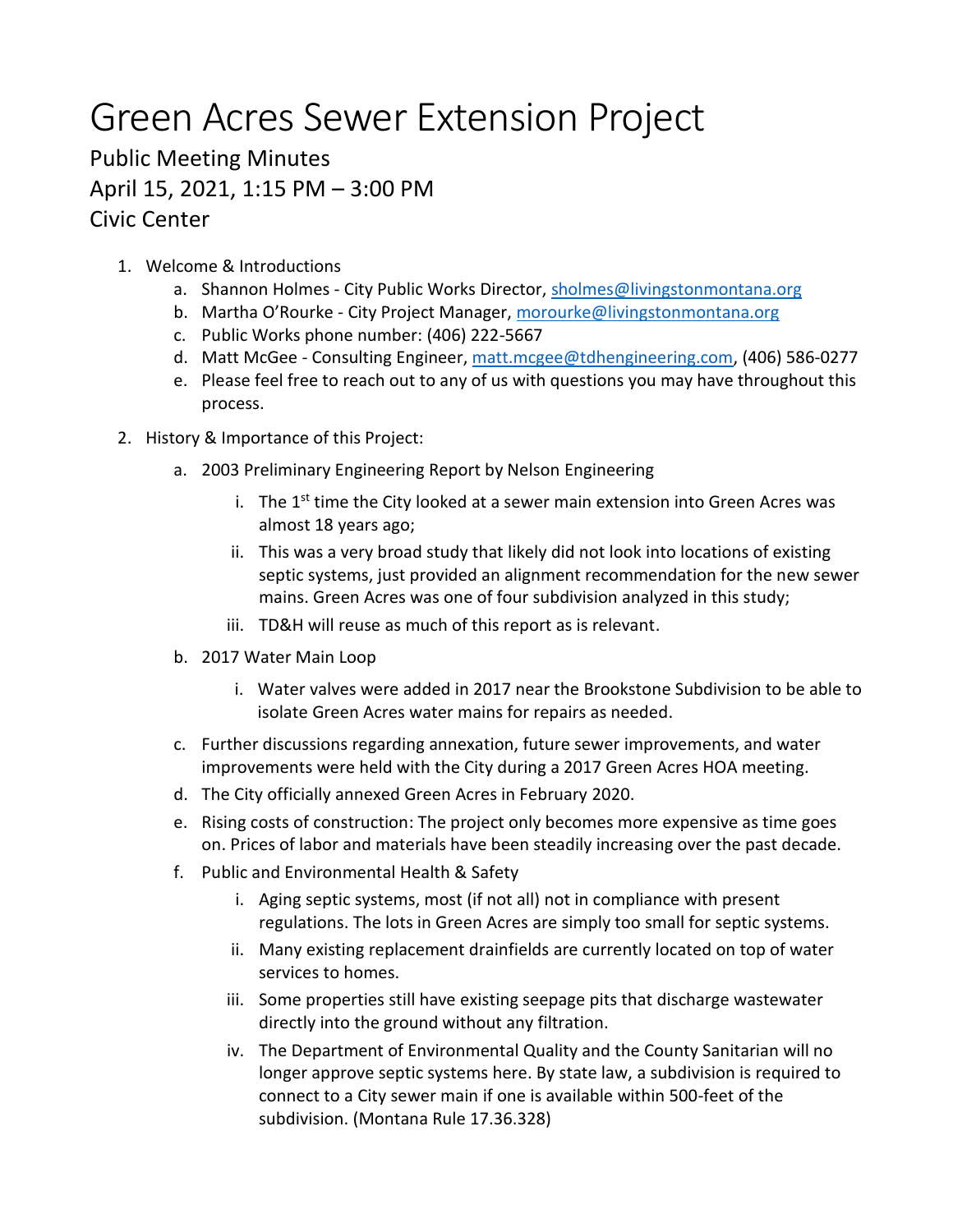# Green Acres Sewer Extension Project

## Public Meeting Minutes

## April 15, 2021, 1:15 PM – 3:00 PM

## Civic Center

1. Welcome & Introductions
   a. Shannon Holmes - City Public Works Director, sholmes@livingstonmontana.org
   b. Martha O'Rourke - City Project Manager, morourke@livingstonmontana.org
   c. Public Works phone number: (406) 222-5667
   d. Matt McGee - Consulting Engineer, matt.mcgee@tdhengineering.com, (406) 586-0277
   e. Please feel free to reach out to any of us with questions you may have throughout this process.

2. History & Importance of this Project:
   a. 2003 Preliminary Engineering Report by Nelson Engineering
      i. The 1st time the City looked at a sewer main extension into Green Acres was almost 18 years ago;
      ii. This was a very broad study that likely did not look into locations of existing septic systems, just provided an alignment recommendation for the new sewer mains. Green Acres was one of four subdivision analyzed in this study;
      iii. TD&H will reuse as much of this report as is relevant.
   b. 2017 Water Main Loop
      i. Water valves were added in 2017 near the Brookstone Subdivision to be able to isolate Green Acres water mains for repairs as needed.
   c. Further discussions regarding annexation, future sewer improvements, and water improvements were held with the City during a 2017 Green Acres HOA meeting.
   d. The City officially annexed Green Acres in February 2020.
   e. Rising costs of construction: The project only becomes more expensive as time goes on. Prices of labor and materials have been steadily increasing over the past decade.
   f. Public and Environmental Health & Safety
      i. Aging septic systems, most (if not all) not in compliance with present regulations. The lots in Green Acres are simply too small for septic systems.
      ii. Many existing replacement drainfields are currently located on top of water services to homes.
      iii. Some properties still have existing seepage pits that discharge wastewater directly into the ground without any filtration.
      iv. The Department of Environmental Quality and the County Sanitarian will no longer approve septic systems here. By state law, a subdivision is required to connect to a City sewer main if one is available within 500-feet of the subdivision. (Montana Rule 17.36.328)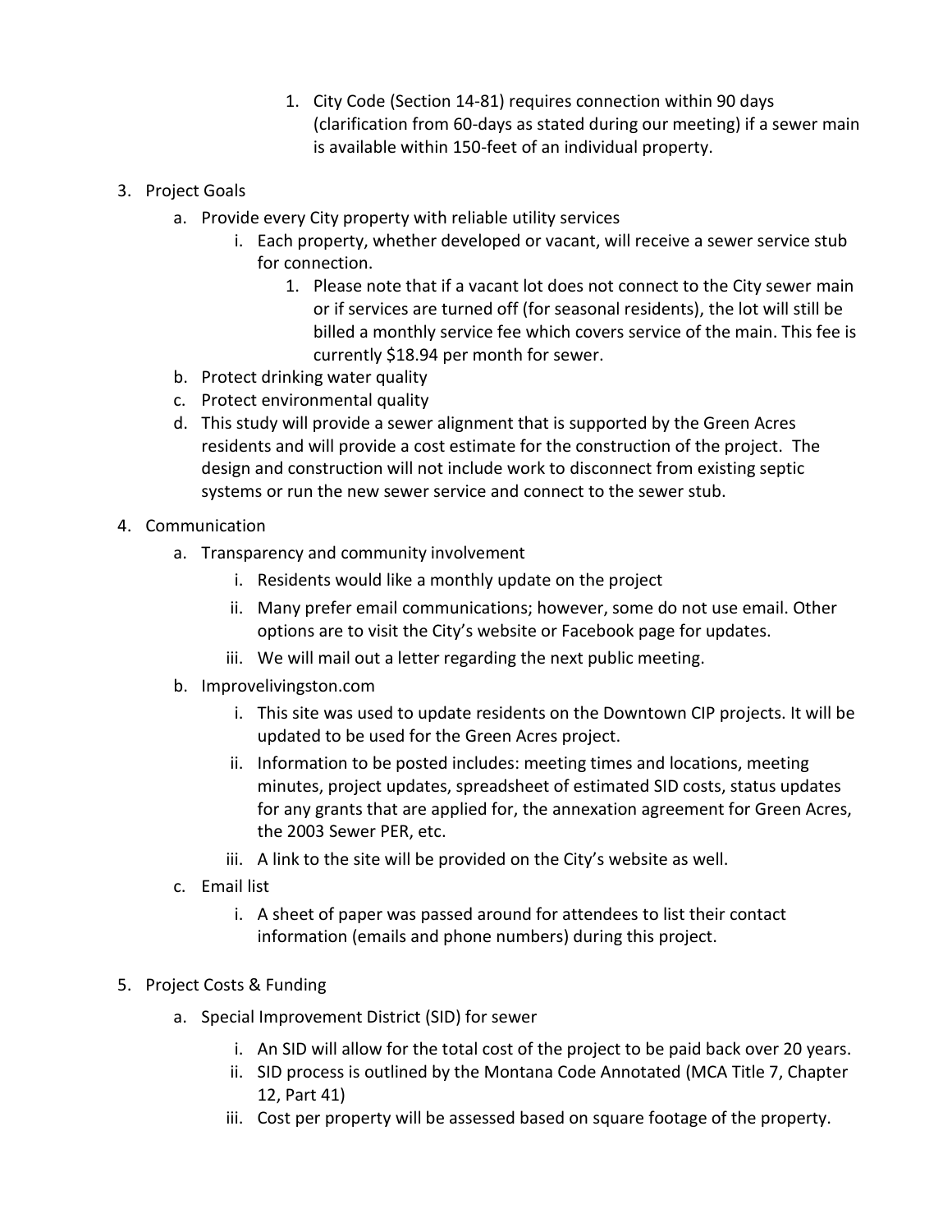1. City Code (Section 14-81) requires connection within 90 days (clarification from 60-days as stated during our meeting) if a sewer main is available within 150-feet of an individual property.

3. Project Goals
    a. Provide every City property with reliable utility services
        i. Each property, whether developed or vacant, will receive a sewer service stub for connection.
            1. Please note that if a vacant lot does not connect to the City sewer main or if services are turned off (for seasonal residents), the lot will still be billed a monthly service fee which covers service of the main. This fee is currently $18.94 per month for sewer.
    b. Protect drinking water quality
    c. Protect environmental quality
    d. This study will provide a sewer alignment that is supported by the Green Acres residents and will provide a cost estimate for the construction of the project. The design and construction will not include work to disconnect from existing septic systems or run the new sewer service and connect to the sewer stub.

4. Communication
    a. Transparency and community involvement
        i. Residents would like a monthly update on the project
        ii. Many prefer email communications; however, some do not use email. Other options are to visit the City's website or Facebook page for updates.
        iii. We will mail out a letter regarding the next public meeting.
    b. Improvelivingston.com
        i. This site was used to update residents on the Downtown CIP projects. It will be updated to be used for the Green Acres project.
        ii. Information to be posted includes: meeting times and locations, meeting minutes, project updates, spreadsheet of estimated SID costs, status updates for any grants that are applied for, the annexation agreement for Green Acres, the 2003 Sewer PER, etc.
        iii. A link to the site will be provided on the City's website as well.
    c. Email list
        i. A sheet of paper was passed around for attendees to list their contact information (emails and phone numbers) during this project.

5. Project Costs & Funding
    a. Special Improvement District (SID) for sewer
        i. An SID will allow for the total cost of the project to be paid back over 20 years.
        ii. SID process is outlined by the Montana Code Annotated (MCA Title 7, Chapter 12, Part 41)
        iii. Cost per property will be assessed based on square footage of the property.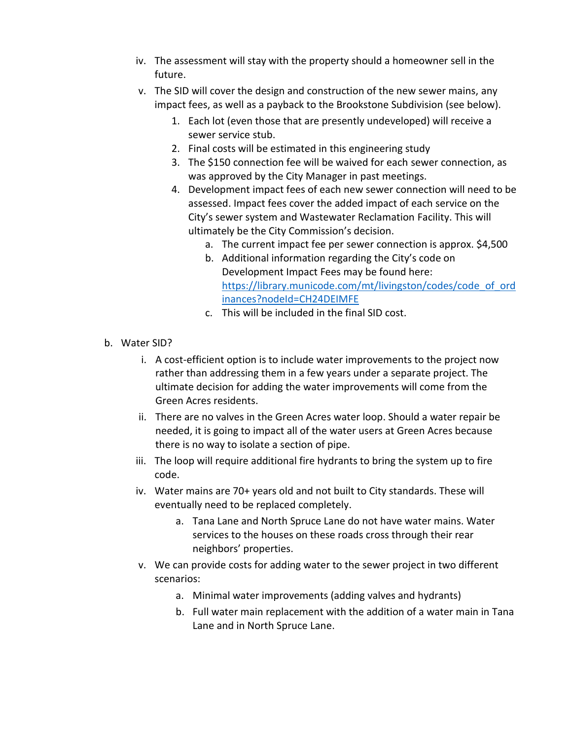iv. The assessment will stay with the property should a homeowner sell in the future.
   v. The SID will cover the design and construction of the new sewer mains, any impact fees, as well as a payback to the Brookstone Subdivision (see below).
      1. Each lot (even those that are presently undeveloped) will receive a sewer service stub.
      2. Final costs will be estimated in this engineering study
      3. The $150 connection fee will be waived for each sewer connection, as was approved by the City Manager in past meetings.
      4. Development impact fees of each new sewer connection will need to be assessed. Impact fees cover the added impact of each service on the City's sewer system and Wastewater Reclamation Facility. This will ultimately be the City Commission's decision.
         a. The current impact fee per sewer connection is approx. $4,500
         b. Additional information regarding the City's code on Development Impact Fees may be found here: [https://library.municode.com/mt/livingston/codes/code_of_ordinances?nodeId=CH24DEIMFE](https://library.municode.com/mt/livingston/codes/code_of_ordinances?nodeId=CH24DEIMFE)
         c. This will be included in the final SID cost.

b. Water SID?
   i. A cost-efficient option is to include water improvements to the project now rather than addressing them in a few years under a separate project. The ultimate decision for adding the water improvements will come from the Green Acres residents.
   ii. There are no valves in the Green Acres water loop. Should a water repair be needed, it is going to impact all of the water users at Green Acres because there is no way to isolate a section of pipe.
   iii. The loop will require additional fire hydrants to bring the system up to fire code.
   iv. Water mains are 70+ years old and not built to City standards. These will eventually need to be replaced completely.
      a. Tana Lane and North Spruce Lane do not have water mains. Water services to the houses on these roads cross through their rear neighbors' properties.
   v. We can provide costs for adding water to the sewer project in two different scenarios:
      a. Minimal water improvements (adding valves and hydrants)
      b. Full water main replacement with the addition of a water main in Tana Lane and in North Spruce Lane.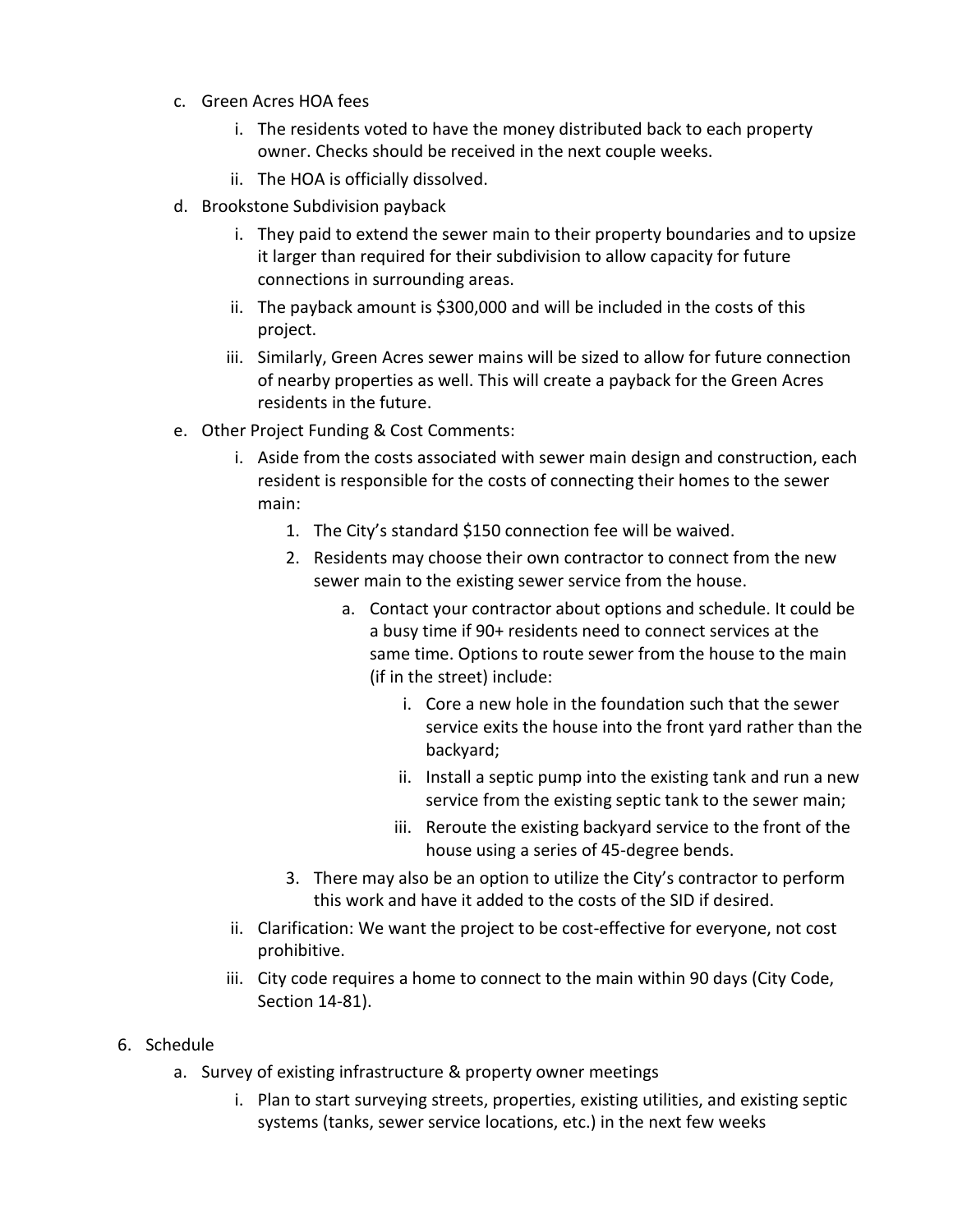c. Green Acres HOA fees
    i. The residents voted to have the money distributed back to each property owner. Checks should be received in the next couple weeks.
    ii. The HOA is officially dissolved.

d. Brookstone Subdivision payback
    i. They paid to extend the sewer main to their property boundaries and to upsize it larger than required for their subdivision to allow capacity for future connections in surrounding areas.
    ii. The payback amount is $300,000 and will be included in the costs of this project.
    iii. Similarly, Green Acres sewer mains will be sized to allow for future connection of nearby properties as well. This will create a payback for the Green Acres residents in the future.

e. Other Project Funding & Cost Comments:
    i. Aside from the costs associated with sewer main design and construction, each resident is responsible for the costs of connecting their homes to the sewer main:
        1. The City's standard $150 connection fee will be waived.
        2. Residents may choose their own contractor to connect from the new sewer main to the existing sewer service from the house.
            a. Contact your contractor about options and schedule. It could be a busy time if 90+ residents need to connect services at the same time. Options to route sewer from the house to the main (if in the street) include:
                i. Core a new hole in the foundation such that the sewer service exits the house into the front yard rather than the backyard;
                ii. Install a septic pump into the existing tank and run a new service from the existing septic tank to the sewer main;
                iii. Reroute the existing backyard service to the front of the house using a series of 45-degree bends.
        3. There may also be an option to utilize the City's contractor to perform this work and have it added to the costs of the SID if desired.
    ii. Clarification: We want the project to be cost-effective for everyone, not cost prohibitive.
    iii. City code requires a home to connect to the main within 90 days (City Code, Section 14-81).

6. Schedule
    a. Survey of existing infrastructure & property owner meetings
        i. Plan to start surveying streets, properties, existing utilities, and existing septic systems (tanks, sewer service locations, etc.) in the next few weeks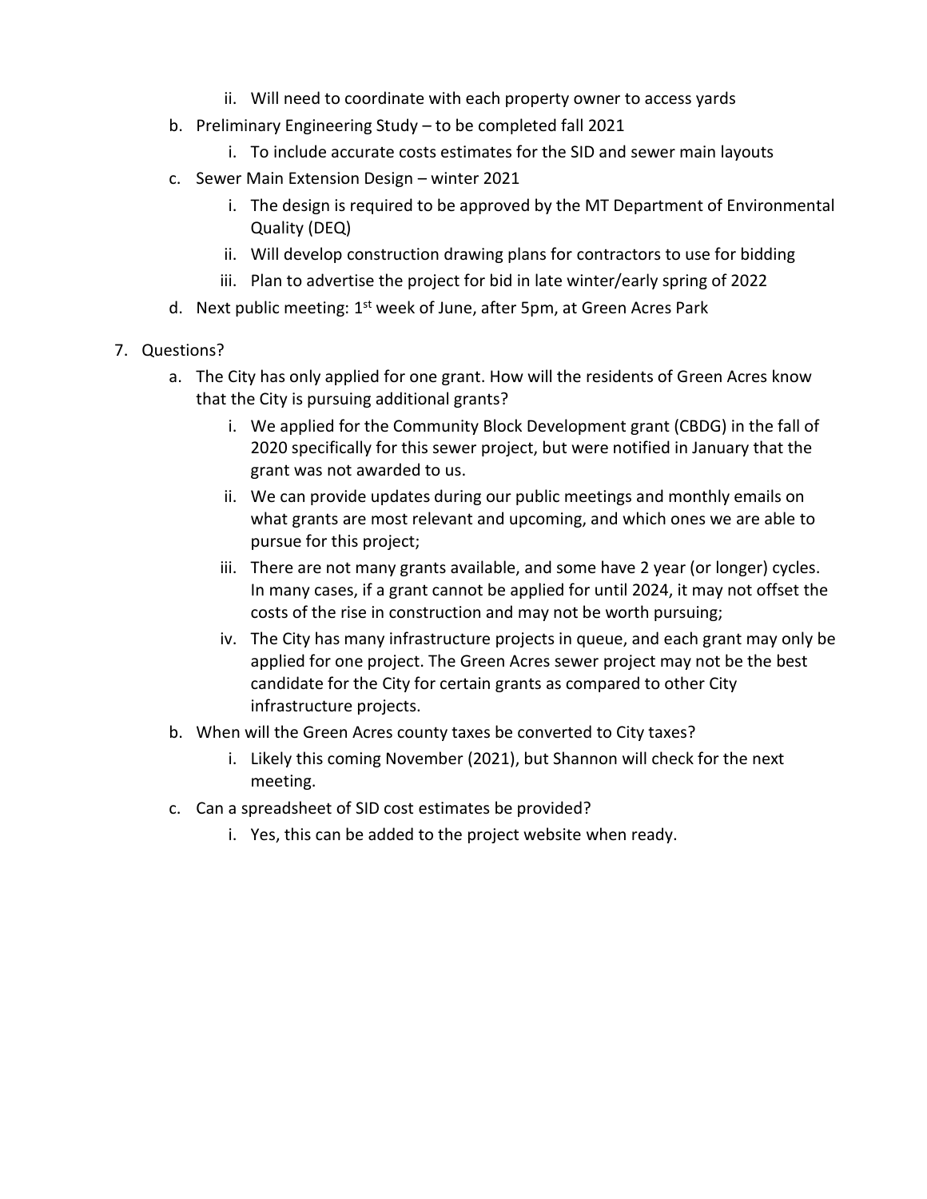ii. Will need to coordinate with each property owner to access yards

b. Preliminary Engineering Study – to be completed fall 2021
   i. To include accurate costs estimates for the SID and sewer main layouts

c. Sewer Main Extension Design – winter 2021
   i. The design is required to be approved by the MT Department of Environmental Quality (DEQ)
   ii. Will develop construction drawing plans for contractors to use for bidding
   iii. Plan to advertise the project for bid in late winter/early spring of 2022

d. Next public meeting: 1st week of June, after 5pm, at Green Acres Park

7. Questions?
   a. The City has only applied for one grant. How will the residents of Green Acres know that the City is pursuing additional grants?
      i. We applied for the Community Block Development grant (CBDG) in the fall of 2020 specifically for this sewer project, but were notified in January that the grant was not awarded to us.
      ii. We can provide updates during our public meetings and monthly emails on what grants are most relevant and upcoming, and which ones we are able to pursue for this project;
      iii. There are not many grants available, and some have 2 year (or longer) cycles. In many cases, if a grant cannot be applied for until 2024, it may not offset the costs of the rise in construction and may not be worth pursuing;
      iv. The City has many infrastructure projects in queue, and each grant may only be applied for one project. The Green Acres sewer project may not be the best candidate for the City for certain grants as compared to other City infrastructure projects.
   b. When will the Green Acres county taxes be converted to City taxes?
      i. Likely this coming November (2021), but Shannon will check for the next meeting.
   c. Can a spreadsheet of SID cost estimates be provided?
      i. Yes, this can be added to the project website when ready.